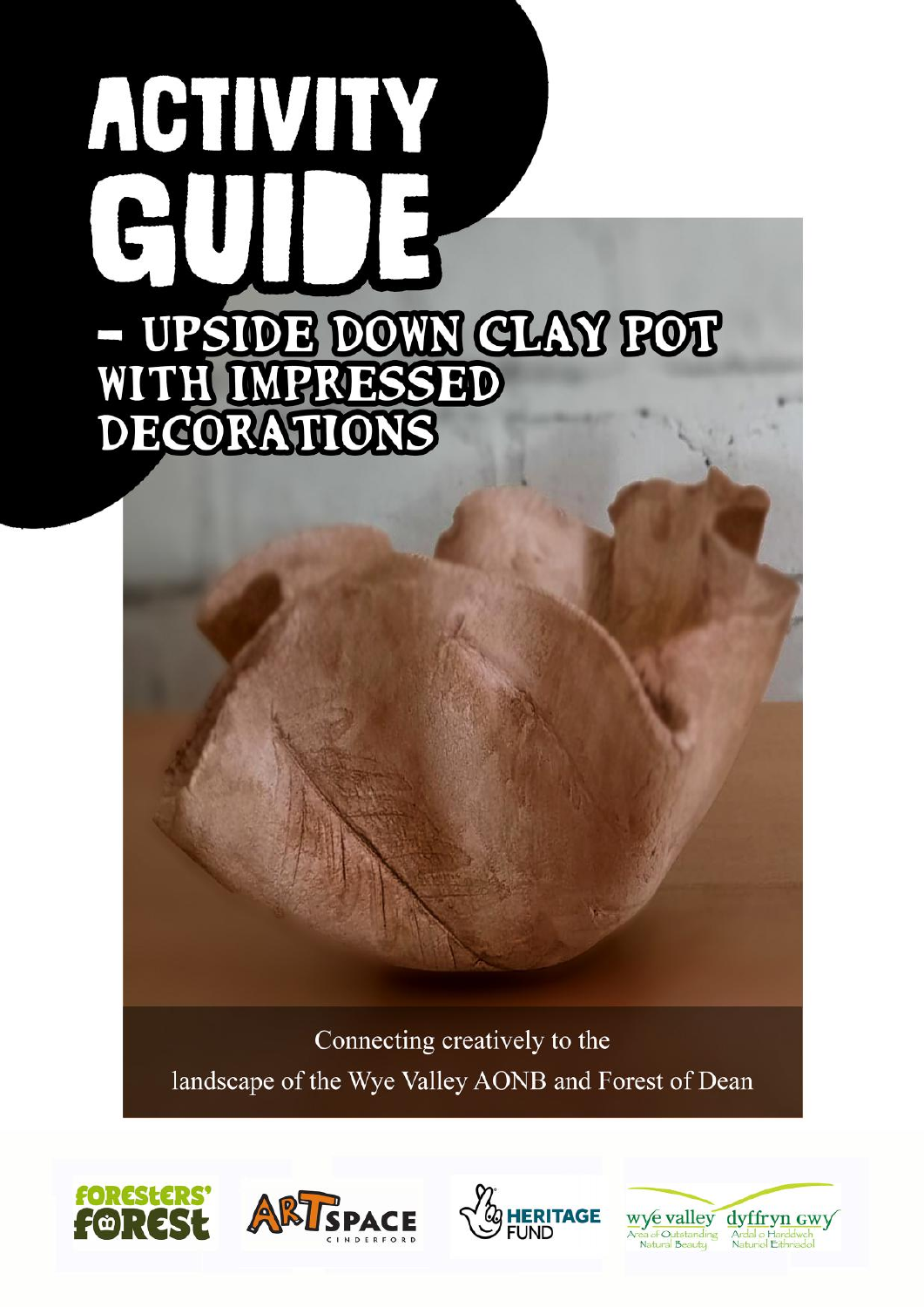# ACTIVITY GUIDE

## – UPSIDE DOWN CLAY POT WITH IMPRESSED DECORATIONS

Connecting creatively to the landscape of the Wye Valley AONB and Forest of Dean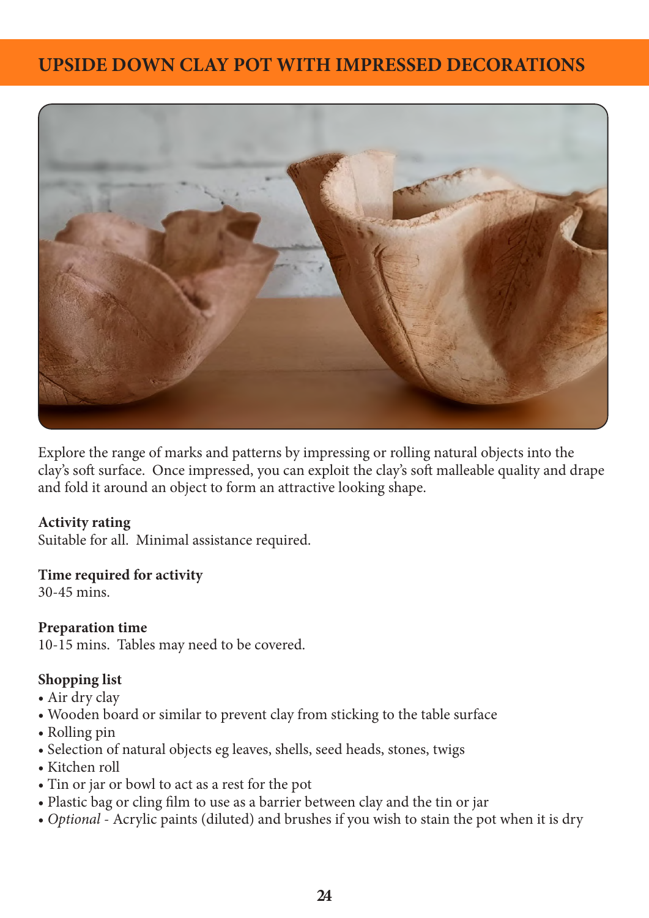# UPSIDE DOWN CLAY POT WITH IMPRESSED DECORATIONS

Explore the range of marks and patterns by impressing or rolling natural objects into the clay's soft surface. Once impressed, you can exploit the clay's soft malleable quality and drape and fold it around an object to form an attractive looking shape.

**Activity rating**
Suitable for all. Minimal assistance required.

**Time required for activity**
30-45 mins.

**Preparation time**
10-15 mins. Tables may need to be covered.

**Shopping list**
- Air dry clay
- Wooden board or similar to prevent clay from sticking to the table surface
- Rolling pin
- Selection of natural objects eg leaves, shells, seed heads, stones, twigs
- Kitchen roll
- Tin or jar or bowl to act as a rest for the pot
- Plastic bag or cling film to use as a barrier between clay and the tin or jar
- *Optional* - Acrylic paints (diluted) and brushes if you wish to stain the pot when it is dry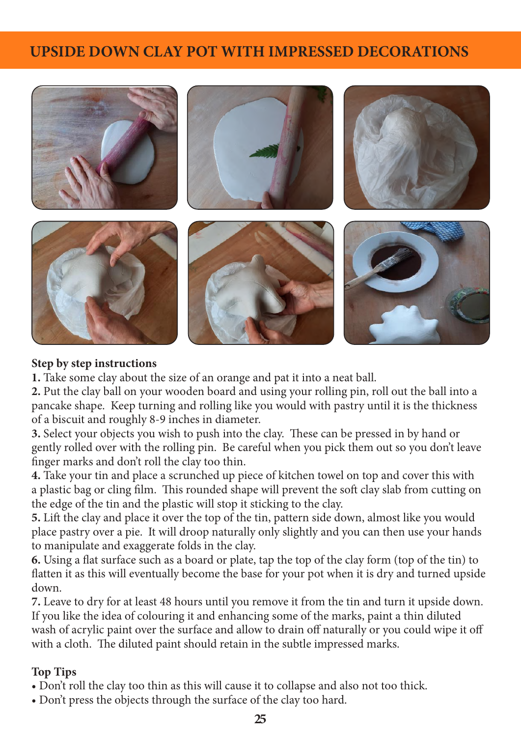# UPSIDE DOWN CLAY POT WITH IMPRESSED DECORATIONS

**Step by step instructions**

**1.** Take some clay about the size of an orange and pat it into a neat ball.

**2.** Put the clay ball on your wooden board and using your rolling pin, roll out the ball into a pancake shape. Keep turning and rolling like you would with pastry until it is the thickness of a biscuit and roughly 8-9 inches in diameter.

**3.** Select your objects you wish to push into the clay. These can be pressed in by hand or gently rolled over with the rolling pin. Be careful when you pick them out so you don't leave finger marks and don't roll the clay too thin.

**4.** Take your tin and place a scrunched up piece of kitchen towel on top and cover this with a plastic bag or cling film. This rounded shape will prevent the soft clay slab from cutting on the edge of the tin and the plastic will stop it sticking to the clay.

**5.** Lift the clay and place it over the top of the tin, pattern side down, almost like you would place pastry over a pie. It will droop naturally only slightly and you can then use your hands to manipulate and exaggerate folds in the clay.

**6.** Using a flat surface such as a board or plate, tap the top of the clay form (top of the tin) to flatten it as this will eventually become the base for your pot when it is dry and turned upside down.

**7.** Leave to dry for at least 48 hours until you remove it from the tin and turn it upside down. If you like the idea of colouring it and enhancing some of the marks, paint a thin diluted wash of acrylic paint over the surface and allow to drain off naturally or you could wipe it off with a cloth. The diluted paint should retain in the subtle impressed marks.

**Top Tips**

- Don't roll the clay too thin as this will cause it to collapse and also not too thick.
- Don't press the objects through the surface of the clay too hard.